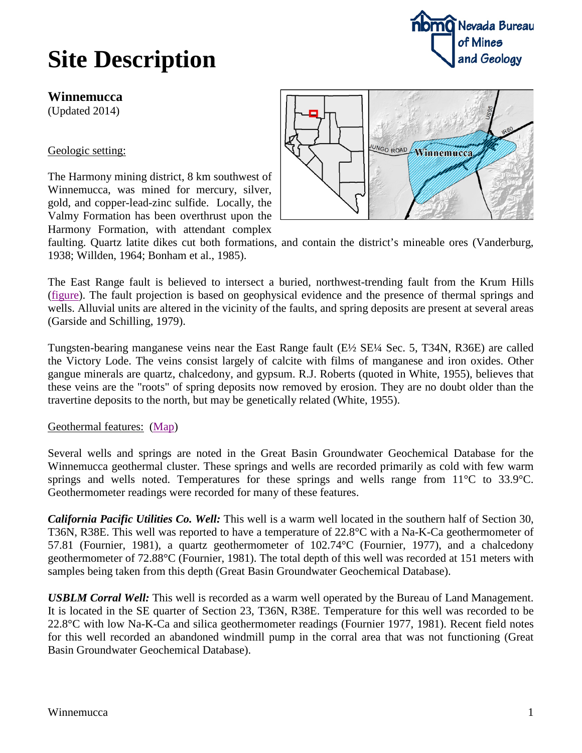# Site Description

## Winnemucca

(Updated 2014)

Geologic setting:

The Harmony mining district, 8 km southwest of Winnemucca, was mined for mercury, silver, gold, and copper-lead-zinc sulfide. Locally, the Valmy Formation has been overthrust upon the Harmony Formation, with attendant complex faulting. Quartz latite dikes cut both formations, and contain the district's mineable ores (Vanderburg, 1938; Willden, 1964; Bonham et al., 1985).

The East Range fault is believed to intersect a buried, northwest-trending fault from the Krum Hills (figure). The fault projection is based on geophysical evidence and the presence of thermal springs and wells. Alluvial units are altered in the vicinity of the faults, and spring deposits are present at several areas (Garside and Schilling, 1979).

Tungsten-bearing manganese veins near the East Range fault (E½ SE¼ Sec. 5, T34N, R36E) are called the Victory Lode. The veins consist largely of calcite with films of manganese and iron oxides. Other gangue minerals are quartz, chalcedony, and gypsum. R.J. Roberts (quoted in White, 1955), believes that these veins are the "roots" of spring deposits now removed by erosion. They are no doubt older than the travertine deposits to the north, but may be genetically related (White, 1955).

Geothermal features: (Map)

Several wells and springs are noted in the Great Basin Groundwater Geochemical Database for the Winnemucca geothermal cluster. These springs and wells are recorded primarily as cold with few warm springs and wells noted. Temperatures for these springs and wells range from 11°C to 33.9°C. Geothermometer readings were recorded for many of these features.

***California Pacific Utilities Co. Well:*** This well is a warm well located in the southern half of Section 30, T36N, R38E. This well was reported to have a temperature of 22.8°C with a Na-K-Ca geothermometer of 57.81 (Fournier, 1981), a quartz geothermometer of 102.74°C (Fournier, 1977), and a chalcedony geothermometer of 72.88°C (Fournier, 1981). The total depth of this well was recorded at 151 meters with samples being taken from this depth (Great Basin Groundwater Geochemical Database).

***USBLM Corral Well:*** This well is recorded as a warm well operated by the Bureau of Land Management. It is located in the SE quarter of Section 23, T36N, R38E. Temperature for this well was recorded to be 22.8°C with low Na-K-Ca and silica geothermometer readings (Fournier 1977, 1981). Recent field notes for this well recorded an abandoned windmill pump in the corral area that was not functioning (Great Basin Groundwater Geochemical Database).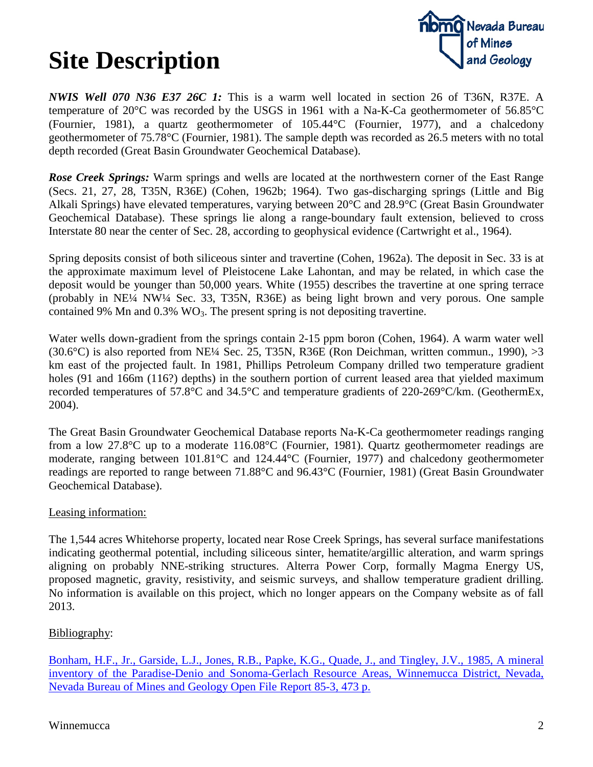# Site Description

***NWIS Well 070 N36 E37 26C 1:*** This is a warm well located in section 26 of T36N, R37E. A temperature of 20°C was recorded by the USGS in 1961 with a Na-K-Ca geothermometer of 56.85°C (Fournier, 1981), a quartz geothermometer of 105.44°C (Fournier, 1977), and a chalcedony geothermometer of 75.78°C (Fournier, 1981). The sample depth was recorded as 26.5 meters with no total depth recorded (Great Basin Groundwater Geochemical Database).

***Rose Creek Springs:*** Warm springs and wells are located at the northwestern corner of the East Range (Secs. 21, 27, 28, T35N, R36E) (Cohen, 1962b; 1964). Two gas-discharging springs (Little and Big Alkali Springs) have elevated temperatures, varying between 20°C and 28.9°C (Great Basin Groundwater Geochemical Database). These springs lie along a range-boundary fault extension, believed to cross Interstate 80 near the center of Sec. 28, according to geophysical evidence (Cartwright et al., 1964).

Spring deposits consist of both siliceous sinter and travertine (Cohen, 1962a). The deposit in Sec. 33 is at the approximate maximum level of Pleistocene Lake Lahontan, and may be related, in which case the deposit would be younger than 50,000 years. White (1955) describes the travertine at one spring terrace (probably in NE¼ NW¼ Sec. 33, T35N, R36E) as being light brown and very porous. One sample contained 9% Mn and 0.3% $WO_3$. The present spring is not depositing travertine.

Water wells down-gradient from the springs contain 2-15 ppm boron (Cohen, 1964). A warm water well (30.6°C) is also reported from NE¼ Sec. 25, T35N, R36E (Ron Deichman, written commun., 1990), >3 km east of the projected fault. In 1981, Phillips Petroleum Company drilled two temperature gradient holes (91 and 166m (116?) depths) in the southern portion of current leased area that yielded maximum recorded temperatures of 57.8°C and 34.5°C and temperature gradients of 220-269°C/km. (GeothermEx, 2004).

The Great Basin Groundwater Geochemical Database reports Na-K-Ca geothermometer readings ranging from a low 27.8°C up to a moderate 116.08°C (Fournier, 1981). Quartz geothermometer readings are moderate, ranging between 101.81°C and 124.44°C (Fournier, 1977) and chalcedony geothermometer readings are reported to range between 71.88°C and 96.43°C (Fournier, 1981) (Great Basin Groundwater Geochemical Database).

Leasing information:

The 1,544 acres Whitehorse property, located near Rose Creek Springs, has several surface manifestations indicating geothermal potential, including siliceous sinter, hematite/argillic alteration, and warm springs aligning on probably NNE-striking structures. Alterra Power Corp, formally Magma Energy US, proposed magnetic, gravity, resistivity, and seismic surveys, and shallow temperature gradient drilling. No information is available on this project, which no longer appears on the Company website as of fall 2013.

Bibliography:

Bonham, H.F., Jr., Garside, L.J., Jones, R.B., Papke, K.G., Quade, J., and Tingley, J.V., 1985, A mineral inventory of the Paradise-Denio and Sonoma-Gerlach Resource Areas, Winnemucca District, Nevada, Nevada Bureau of Mines and Geology Open File Report 85-3, 473 p.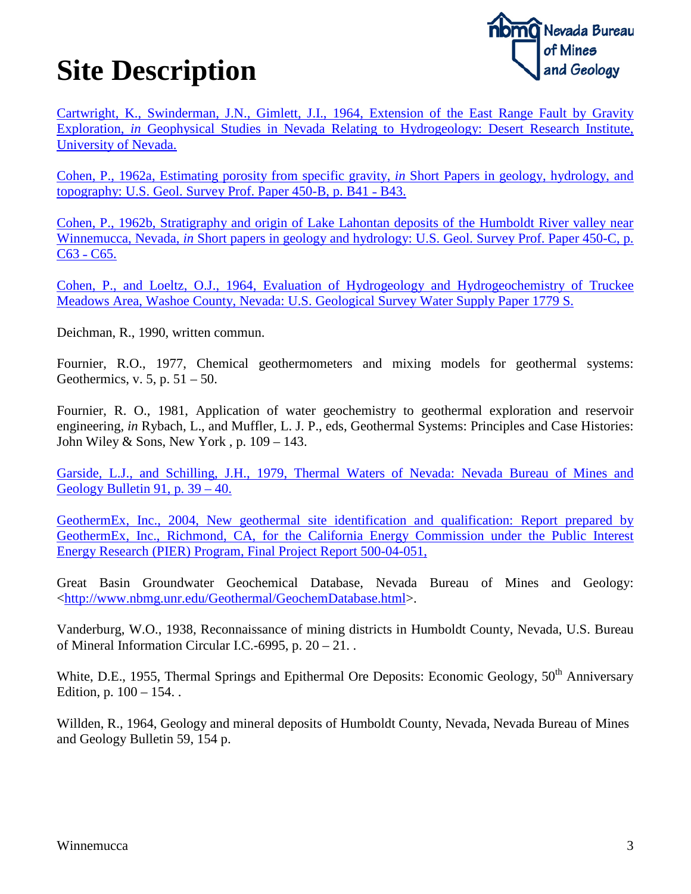# Site Description

Cartwright, K., Swinderman, J.N., Gimlett, J.I., 1964, Extension of the East Range Fault by Gravity Exploration, *in* Geophysical Studies in Nevada Relating to Hydrogeology: Desert Research Institute, University of Nevada.

Cohen, P., 1962a, Estimating porosity from specific gravity, *in* Short Papers in geology, hydrology, and topography: U.S. Geol. Survey Prof. Paper 450-B, p. B41 - B43.

Cohen, P., 1962b, Stratigraphy and origin of Lake Lahontan deposits of the Humboldt River valley near Winnemucca, Nevada, *in* Short papers in geology and hydrology: U.S. Geol. Survey Prof. Paper 450-C, p. C63 - C65.

Cohen, P., and Loeltz, O.J., 1964, Evaluation of Hydrogeology and Hydrogeochemistry of Truckee Meadows Area, Washoe County, Nevada: U.S. Geological Survey Water Supply Paper 1779 S.

Deichman, R., 1990, written commun.

Fournier, R.O., 1977, Chemical geothermometers and mixing models for geothermal systems: Geothermics, v. 5, p. 51 – 50.

Fournier, R. O., 1981, Application of water geochemistry to geothermal exploration and reservoir engineering, *in* Rybach, L., and Muffler, L. J. P., eds, Geothermal Systems: Principles and Case Histories: John Wiley & Sons, New York , p. 109 – 143.

Garside, L.J., and Schilling, J.H., 1979, Thermal Waters of Nevada: Nevada Bureau of Mines and Geology Bulletin 91, p. 39 – 40.

GeothermEx, Inc., 2004, New geothermal site identification and qualification: Report prepared by GeothermEx, Inc., Richmond, CA, for the California Energy Commission under the Public Interest Energy Research (PIER) Program, Final Project Report 500-04-051,

Great Basin Groundwater Geochemical Database, Nevada Bureau of Mines and Geology: <http://www.nbmg.unr.edu/Geothermal/GeochemDatabase.html>.

Vanderburg, W.O., 1938, Reconnaissance of mining districts in Humboldt County, Nevada, U.S. Bureau of Mineral Information Circular I.C.-6995, p. 20 – 21. .

White, D.E., 1955, Thermal Springs and Epithermal Ore Deposits: Economic Geology, 50th Anniversary Edition, p. 100 – 154. .

Willden, R., 1964, Geology and mineral deposits of Humboldt County, Nevada, Nevada Bureau of Mines and Geology Bulletin 59, 154 p.